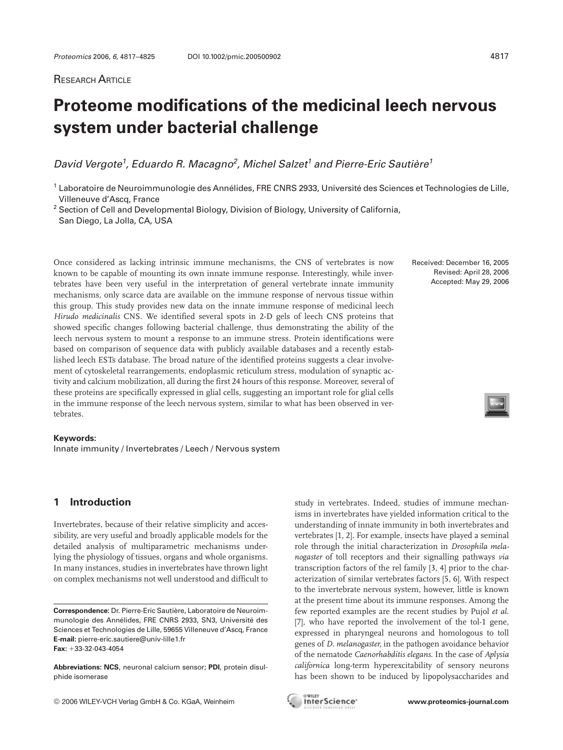Research Article

# Proteome modifications of the medicinal leech nervous system under bacterial challenge

*David Vergote[1], Eduardo R. Macagno[2], Michel Salzet[1] and Pierre-Eric Sautière[1]*

[1] Laboratoire de Neuroimmunologie des Annélides, FRE CNRS 2933, Université des Sciences et Technologies de Lille, Villeneuve d'Ascq, France

[2] Section of Cell and Developmental Biology, Division of Biology, University of California, San Diego, La Jolla, CA, USA

Once considered as lacking intrinsic immune mechanisms, the CNS of vertebrates is now known to be capable of mounting its own innate immune response. Interestingly, while invertebrates have been very useful in the interpretation of general vertebrate innate immunity mechanisms, only scarce data are available on the immune response of nervous tissue within this group. This study provides new data on the innate immune response of medicinal leech *Hirudo medicinalis* CNS. We identified several spots in 2-D gels of leech CNS proteins that showed specific changes following bacterial challenge, thus demonstrating the ability of the leech nervous system to mount a response to an immune stress. Protein identifications were based on comparison of sequence data with publicly available databases and a recently established leech ESTs database. The broad nature of the identified proteins suggests a clear involvement of cytoskeletal rearrangements, endoplasmic reticulum stress, modulation of synaptic activity and calcium mobilization, all during the first 24 hours of this response. Moreover, several of these proteins are specifically expressed in glial cells, suggesting an important role for glial cells in the immune response of the leech nervous system, similar to what has been observed in vertebrates.

Received: December 16, 2005
Revised: April 28, 2006
Accepted: May 29, 2006

**Keywords:**
Innate immunity / Invertebrates / Leech / Nervous system

## 1 Introduction

Invertebrates, because of their relative simplicity and accessibility, are very useful and broadly applicable models for the detailed analysis of multiparametric mechanisms underlying the physiology of tissues, organs and whole organisms. In many instances, studies in invertebrates have thrown light on complex mechanisms not well understood and difficult to study in vertebrates. Indeed, studies of immune mechanisms in invertebrates have yielded information critical to the understanding of innate immunity in both invertebrates and vertebrates [1, 2]. For example, insects have played a seminal role through the initial characterization in *Drosophila melanogaster* of toll receptors and their signalling pathways *via* transcription factors of the rel family [3, 4] prior to the characterization of similar vertebrates factors [5, 6]. With respect to the invertebrate nervous system, however, little is known at the present time about its immune responses. Among the few reported examples are the recent studies by Pujol *et al.* [7], who have reported the involvement of the tol-1 gene, expressed in pharyngeal neurons and homologous to toll genes of *D. melanogaster*, in the pathogen avoidance behavior of the nematode *Caenorhabditis elegans*. In the case of *Aplysia californica* long-term hyperexcitability of sensory neurons has been shown to be induced by lipopolysaccharides and

**Correspondence:** Dr. Pierre-Eric Sautière, Laboratoire de Neuroimmunologie des Annélides, FRE CNRS 2933, SN3, Université des Sciences et Technologies de Lille, 59655 Villeneuve d'Ascq, France
**E-mail:** pierre-eric.sautiere@univ-lille1.fr
**Fax:** +33-32-043-4054

**Abbreviations: NCS**, neuronal calcium sensor; **PDI**, protein disulphide isomerase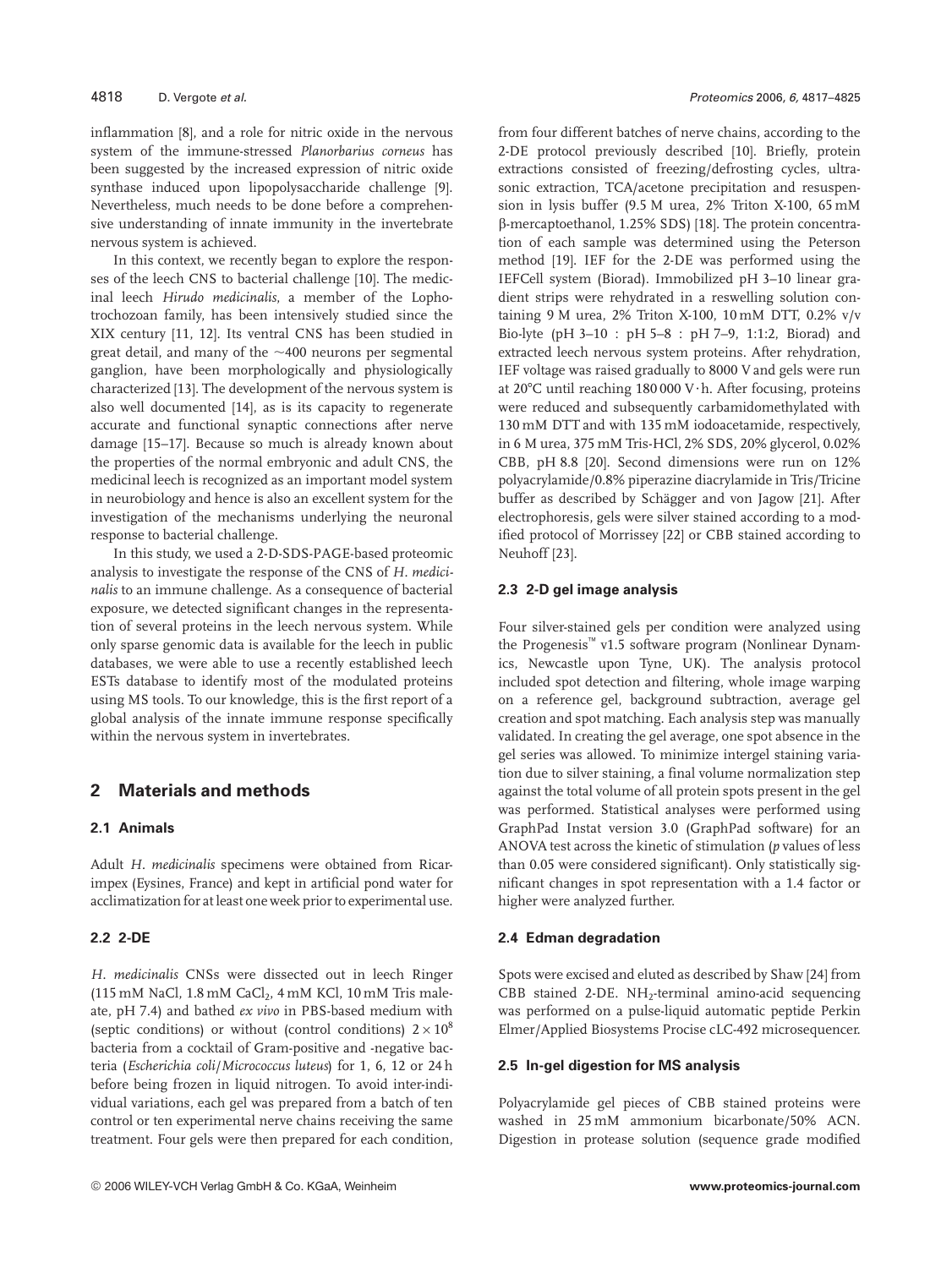inflammation [8], and a role for nitric oxide in the nervous system of the immune-stressed *Planorbarius corneus* has been suggested by the increased expression of nitric oxide synthase induced upon lipopolysaccharide challenge [9]. Nevertheless, much needs to be done before a comprehensive understanding of innate immunity in the invertebrate nervous system is achieved.

In this context, we recently began to explore the responses of the leech CNS to bacterial challenge [10]. The medicinal leech *Hirudo medicinalis*, a member of the Lophotrochozoan family, has been intensively studied since the XIX century [11, 12]. Its ventral CNS has been studied in great detail, and many of the ~400 neurons per segmental ganglion, have been morphologically and physiologically characterized [13]. The development of the nervous system is also well documented [14], as is its capacity to regenerate accurate and functional synaptic connections after nerve damage [15–17]. Because so much is already known about the properties of the normal embryonic and adult CNS, the medicinal leech is recognized as an important model system in neurobiology and hence is also an excellent system for the investigation of the mechanisms underlying the neuronal response to bacterial challenge.

In this study, we used a 2-D-SDS-PAGE-based proteomic analysis to investigate the response of the CNS of *H. medicinalis* to an immune challenge. As a consequence of bacterial exposure, we detected significant changes in the representation of several proteins in the leech nervous system. While only sparse genomic data is available for the leech in public databases, we were able to use a recently established leech ESTs database to identify most of the modulated proteins using MS tools. To our knowledge, this is the first report of a global analysis of the innate immune response specifically within the nervous system in invertebrates.

## 2 Materials and methods

### 2.1 Animals

Adult *H. medicinalis* specimens were obtained from Ricarimpex (Eysines, France) and kept in artificial pond water for acclimatization for at least one week prior to experimental use.

### 2.2 2-DE

*H. medicinalis* CNSs were dissected out in leech Ringer (115 mM NaCl, 1.8 mM $CaCl_2$, 4 mM KCl, 10 mM Tris maleate, pH 7.4) and bathed *ex vivo* in PBS-based medium with (septic conditions) or without (control conditions) $2 \times 10^8$ bacteria from a cocktail of Gram-positive and -negative bacteria (*Escherichia coli*/*Micrococcus luteus*) for 1, 6, 12 or 24 h before being frozen in liquid nitrogen. To avoid inter-individual variations, each gel was prepared from a batch of ten control or ten experimental nerve chains receiving the same treatment. Four gels were then prepared for each condition, from four different batches of nerve chains, according to the 2-DE protocol previously described [10]. Briefly, protein extractions consisted of freezing/defrosting cycles, ultrasonic extraction, TCA/acetone precipitation and resuspension in lysis buffer (9.5 M urea, 2% Triton X-100, 65 mM β-mercaptoethanol, 1.25% SDS) [18]. The protein concentration of each sample was determined using the Peterson method [19]. IEF for the 2-DE was performed using the IEFCell system (Biorad). Immobilized pH 3–10 linear gradient strips were rehydrated in a reswelling solution containing 9 M urea, 2% Triton X-100, 10 mM DTT, 0.2% v/v Bio-lyte (pH 3–10 : pH 5–8 : pH 7–9, 1:1:2, Biorad) and extracted leech nervous system proteins. After rehydration, IEF voltage was raised gradually to 8000 V and gels were run at 20°C until reaching 180 000 V·h. After focusing, proteins were reduced and subsequently carbamidomethylated with 130 mM DTT and with 135 mM iodoacetamide, respectively, in 6 M urea, 375 mM Tris-HCl, 2% SDS, 20% glycerol, 0.02% CBB, pH 8.8 [20]. Second dimensions were run on 12% polyacrylamide/0.8% piperazine diacrylamide in Tris/Tricine buffer as described by Schägger and von Jagow [21]. After electrophoresis, gels were silver stained according to a modified protocol of Morrissey [22] or CBB stained according to Neuhoff [23].

### 2.3 2-D gel image analysis

Four silver-stained gels per condition were analyzed using the Progenesis™ v1.5 software program (Nonlinear Dynamics, Newcastle upon Tyne, UK). The analysis protocol included spot detection and filtering, whole image warping on a reference gel, background subtraction, average gel creation and spot matching. Each analysis step was manually validated. In creating the gel average, one spot absence in the gel series was allowed. To minimize intergel staining variation due to silver staining, a final volume normalization step against the total volume of all protein spots present in the gel was performed. Statistical analyses were performed using GraphPad Instat version 3.0 (GraphPad software) for an ANOVA test across the kinetic of stimulation (*p* values of less than 0.05 were considered significant). Only statistically significant changes in spot representation with a 1.4 factor or higher were analyzed further.

### 2.4 Edman degradation

Spots were excised and eluted as described by Shaw [24] from CBB stained 2-DE. $NH_2$-terminal amino-acid sequencing was performed on a pulse-liquid automatic peptide Perkin Elmer/Applied Biosystems Procise cLC-492 microsequencer.

### 2.5 In-gel digestion for MS analysis

Polyacrylamide gel pieces of CBB stained proteins were washed in 25 mM ammonium bicarbonate/50% ACN. Digestion in protease solution (sequence grade modified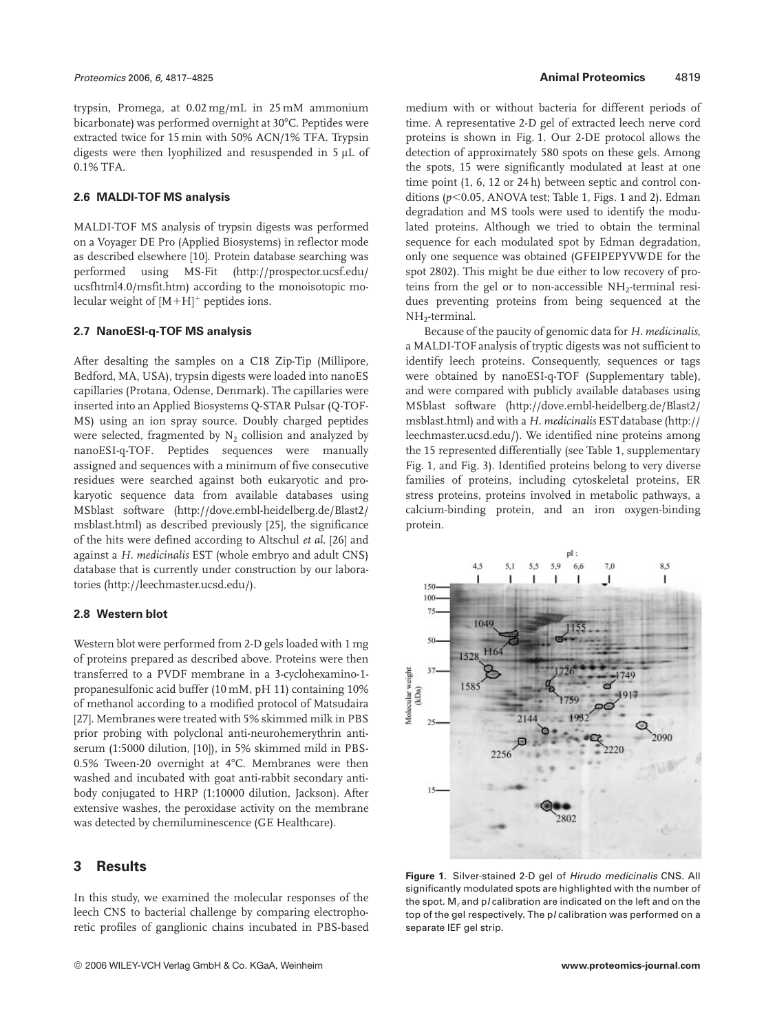trypsin, Promega, at 0.02 mg/mL in 25 mM ammonium bicarbonate) was performed overnight at 30°C. Peptides were extracted twice for 15 min with 50% ACN/1% TFA. Trypsin digests were then lyophilized and resuspended in 5 μL of 0.1% TFA.

### 2.6 MALDI-TOF MS analysis

MALDI-TOF MS analysis of trypsin digests was performed on a Voyager DE Pro (Applied Biosystems) in reflector mode as described elsewhere [10]. Protein database searching was performed using MS-Fit (http://prospector.ucsf.edu/ucsfhtml4.0/msfit.htm) according to the monoisotopic molecular weight of $[M+H]^+$ peptides ions.

### 2.7 NanoESI-q-TOF MS analysis

After desalting the samples on a C18 Zip-Tip (Millipore, Bedford, MA, USA), trypsin digests were loaded into nanoES capillaries (Protana, Odense, Denmark). The capillaries were inserted into an Applied Biosystems Q-STAR Pulsar (Q-TOF-MS) using an ion spray source. Doubly charged peptides were selected, fragmented by $N_2$ collision and analyzed by nanoESI-q-TOF. Peptides sequences were manually assigned and sequences with a minimum of five consecutive residues were searched against both eukaryotic and prokaryotic sequence data from available databases using MSblast software (http://dove.embl-heidelberg.de/Blast2/msblast.html) as described previously [25], the significance of the hits were defined according to Altschul *et al.* [26] and against a *H. medicinalis* EST (whole embryo and adult CNS) database that is currently under construction by our laboratories (http://leechmaster.ucsd.edu/).

### 2.8 Western blot

Western blot were performed from 2-D gels loaded with 1 mg of proteins prepared as described above. Proteins were then transferred to a PVDF membrane in a 3-cyclohexamino-1-propanesulfonic acid buffer (10 mM, pH 11) containing 10% of methanol according to a modified protocol of Matsudaira [27]. Membranes were treated with 5% skimmed milk in PBS prior probing with polyclonal anti-neurohemerythrin antiserum (1:5000 dilution, [10]), in 5% skimmed mild in PBS-0.5% Tween-20 overnight at 4°C. Membranes were then washed and incubated with goat anti-rabbit secondary antibody conjugated to HRP (1:10000 dilution, Jackson). After extensive washes, the peroxidase activity on the membrane was detected by chemiluminescence (GE Healthcare).

## 3 Results

In this study, we examined the molecular responses of the leech CNS to bacterial challenge by comparing electrophoretic profiles of ganglionic chains incubated in PBS-based medium with or without bacteria for different periods of time. A representative 2-D gel of extracted leech nerve cord proteins is shown in Fig. 1. Our 2-DE protocol allows the detection of approximately 580 spots on these gels. Among the spots, 15 were significantly modulated at least at one time point (1, 6, 12 or 24 h) between septic and control conditions ($p<0.05$, ANOVA test; Table 1, Figs. 1 and 2). Edman degradation and MS tools were used to identify the modulated proteins. Although we tried to obtain the terminal sequence for each modulated spot by Edman degradation, only one sequence was obtained (GFEIPEPYVWDE for the spot 2802). This might be due either to low recovery of proteins from the gel or to non-accessible $NH_2$-terminal residues preventing proteins from being sequenced at the $NH_2$-terminal.

Because of the paucity of genomic data for *H. medicinalis*, a MALDI-TOF analysis of tryptic digests was not sufficient to identify leech proteins. Consequently, sequences or tags were obtained by nanoESI-q-TOF (Supplementary table), and were compared with publicly available databases using MSblast software (http://dove.embl-heidelberg.de/Blast2/msblast.html) and with a *H. medicinalis* EST database (http://leechmaster.ucsd.edu/). We identified nine proteins among the 15 represented differentially (see Table 1, supplementary Fig. 1, and Fig. 3). Identified proteins belong to very diverse families of proteins, including cytoskeletal proteins, ER stress proteins, proteins involved in metabolic pathways, a calcium-binding protein, and an iron oxygen-binding protein.

**Figure 1.** Silver-stained 2-D gel of *Hirudo medicinalis* CNS. All significantly modulated spots are highlighted with the number of the spot. $M_r$ and p*I* calibration are indicated on the left and on the top of the gel respectively. The p*I* calibration was performed on a separate IEF gel strip.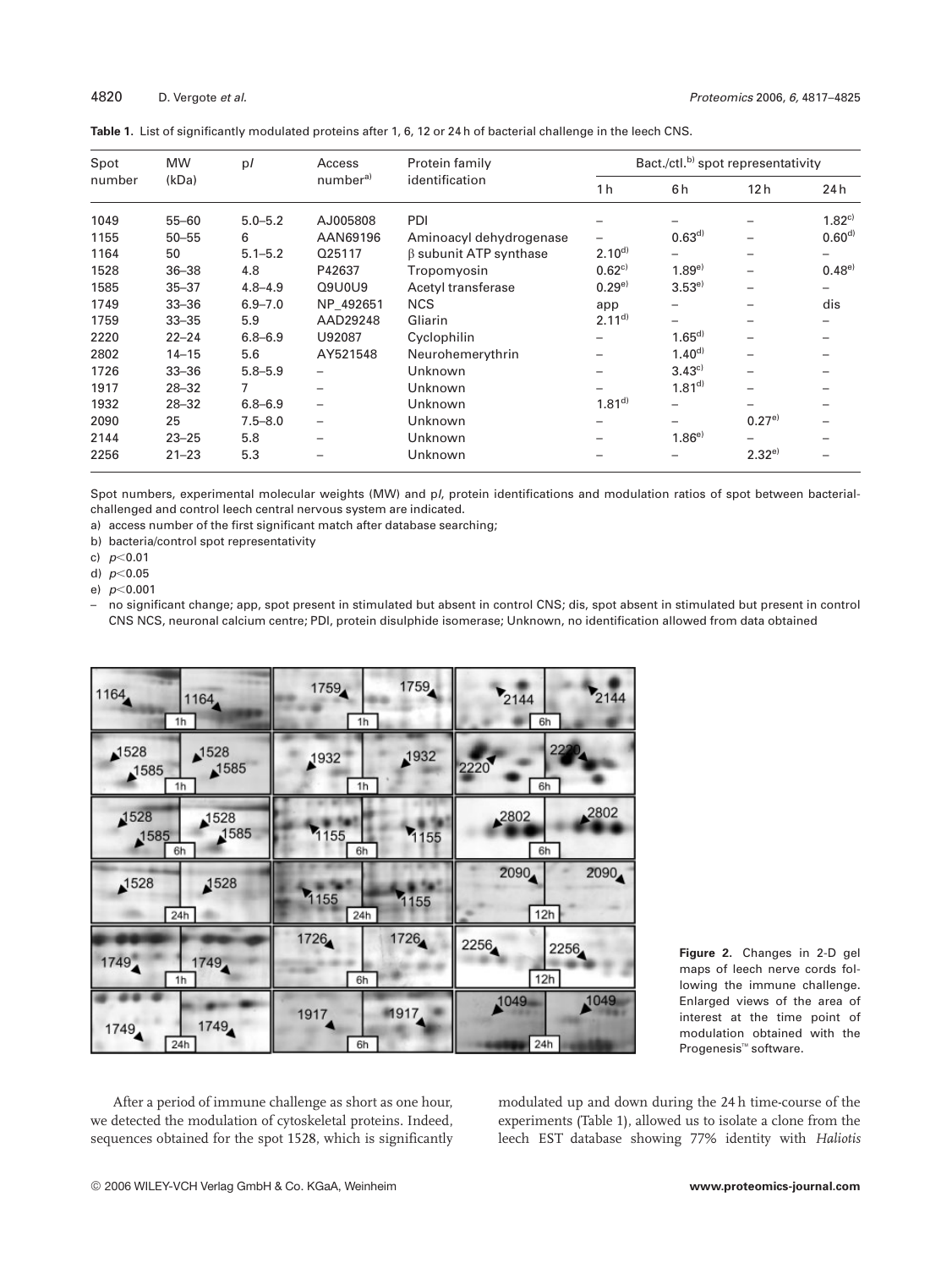**Table 1.** List of significantly modulated proteins after 1, 6, 12 or 24 h of bacterial challenge in the leech CNS.

| Spot number | MW (kDa) | p*I* | Access number[a)] | Protein family identification | Bact./ctl.[b)] spot representativity | | | |
|---|---|---|---|---|---|---|---|---|
| | | | | | 1 h | 6 h | 12 h | 24 h |
| 1049 | 55–60 | 5.0–5.2 | AJ005808 | PDI | – | – | – | 1.82[c)] |
| 1155 | 50–55 | 6 | AAN69196 | Aminoacyl dehydrogenase | – | 0.63[d)] | – | 0.60[d)] |
| 1164 | 50 | 5.1–5.2 | Q25117 | β subunit ATP synthase | 2.10[d)] | – | – | – |
| 1528 | 36–38 | 4.8 | P42637 | Tropomyosin | 0.62[c)] | 1.89[e)] | – | 0.48[e)] |
| 1585 | 35–37 | 4.8–4.9 | Q9U0U9 | Acetyl transferase | 0.29[e)] | 3.53[e)] | – | – |
| 1749 | 33–36 | 6.9–7.0 | NP_492651 | NCS | app | – | – | dis |
| 1759 | 33–35 | 5.9 | AAD29248 | Gliarin | 2.11[d)] | – | – | – |
| 2220 | 22–24 | 6.8–6.9 | U92087 | Cyclophilin | – | 1.65[d)] | – | – |
| 2802 | 14–15 | 5.6 | AY521548 | Neurohemerythrin | – | 1.40[d)] | – | – |
| 1726 | 33–36 | 5.8–5.9 | – | Unknown | – | 3.43[c)] | – | – |
| 1917 | 28–32 | 7 | – | Unknown | – | 1.81[d)] | – | – |
| 1932 | 28–32 | 6.8–6.9 | – | Unknown | 1.81[d)] | – | – | – |
| 2090 | 25 | 7.5–8.0 | – | Unknown | – | – | 0.27[e)] | – |
| 2144 | 23–25 | 5.8 | – | Unknown | – | 1.86[e)] | – | – |
| 2256 | 21–23 | 5.3 | – | Unknown | – | – | 2.32[e)] | – |

Spot numbers, experimental molecular weights (MW) and p*I*, protein identifications and modulation ratios of spot between bacterial-challenged and control leech central nervous system are indicated.

a) access number of the first significant match after database searching;

b) bacteria/control spot representativity

c) $p<0.01$

d) $p<0.05$

e) $p<0.001$

– no significant change; app, spot present in stimulated but absent in control CNS; dis, spot absent in stimulated but present in control CNS NCS, neuronal calcium centre; PDI, protein disulphide isomerase; Unknown, no identification allowed from data obtained

**Figure 2.** Changes in 2-D gel maps of leech nerve cords following the immune challenge. Enlarged views of the area of interest at the time point of modulation obtained with the Progenesis™ software.

After a period of immune challenge as short as one hour, we detected the modulation of cytoskeletal proteins. Indeed, sequences obtained for the spot 1528, which is significantly modulated up and down during the 24 h time-course of the experiments (Table 1), allowed us to isolate a clone from the leech EST database showing 77% identity with *Haliotis*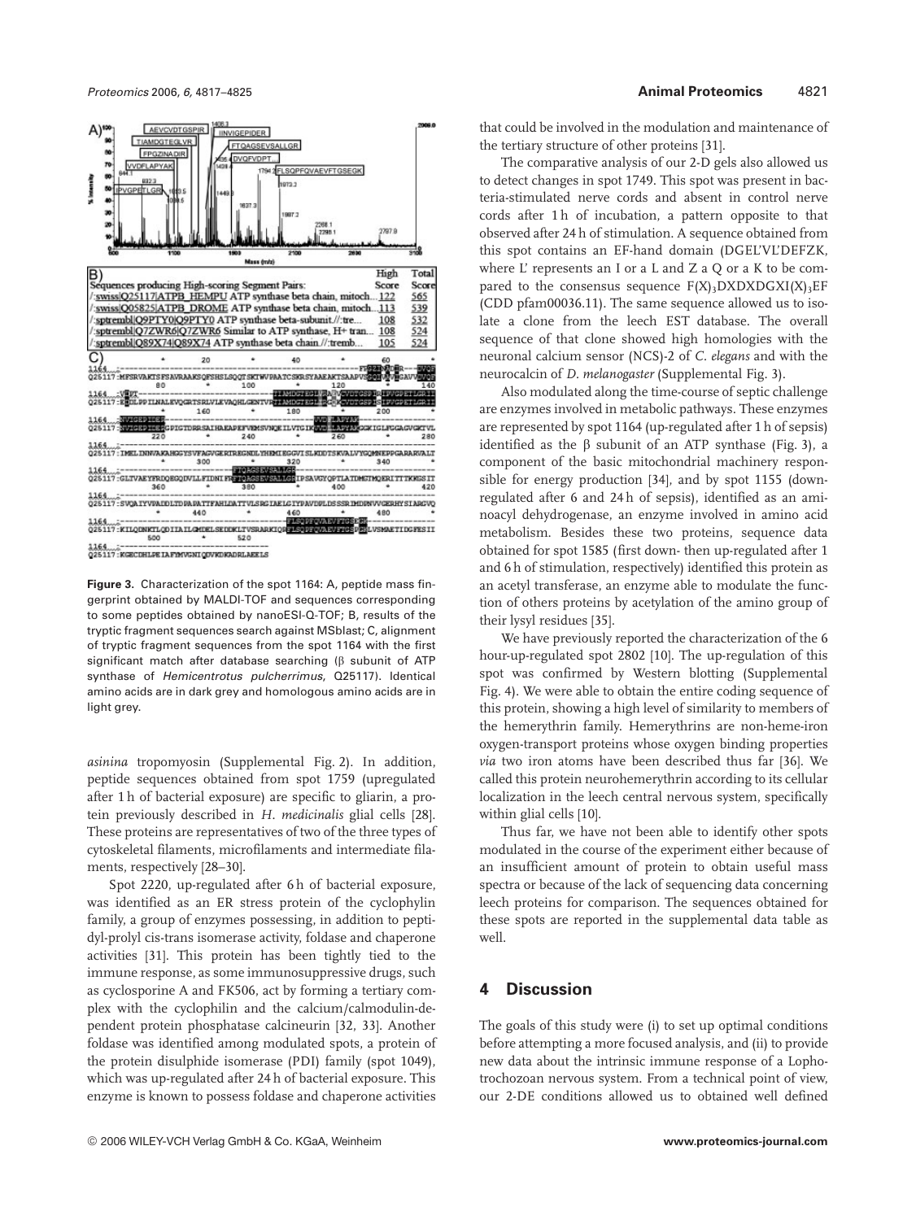Figure 3. Characterization of the spot 1164: A, peptide mass fingerprint obtained by MALDI-TOF and sequences corresponding to some peptides obtained by nanoESI-Q-TOF; B, results of the tryptic fragment sequences search against MSblast; C, alignment of tryptic fragment sequences from the spot 1164 with the first significant match after database searching (β subunit of ATP synthase of *Hemicentrotus pulcherrimus*, Q25117). Identical amino acids are in dark grey and homologous amino acids are in light grey.

*asinina* tropomyosin (Supplemental Fig. 2). In addition, peptide sequences obtained from spot 1759 (upregulated after 1 h of bacterial exposure) are specific to gliarin, a protein previously described in *H. medicinalis* glial cells [28]. These proteins are representatives of two of the three types of cytoskeletal filaments, microfilaments and intermediate filaments, respectively [28–30].

Spot 2220, up-regulated after 6 h of bacterial exposure, was identified as an ER stress protein of the cyclophylin family, a group of enzymes possessing, in addition to peptidyl-prolyl cis-trans isomerase activity, foldase and chaperone activities [31]. This protein has been tightly tied to the immune response, as some immunosuppressive drugs, such as cyclosporine A and FK506, act by forming a tertiary complex with the cyclophilin and the calcium/calmodulin-dependent protein phosphatase calcineurin [32, 33]. Another foldase was identified among modulated spots, a protein of the protein disulphide isomerase (PDI) family (spot 1049), which was up-regulated after 24 h of bacterial exposure. This enzyme is known to possess foldase and chaperone activities that could be involved in the modulation and maintenance of the tertiary structure of other proteins [31].

The comparative analysis of our 2-D gels also allowed us to detect changes in spot 1749. This spot was present in bacteria-stimulated nerve cords and absent in control nerve cords after 1 h of incubation, a pattern opposite to that observed after 24 h of stimulation. A sequence obtained from this spot contains an EF-hand domain (DGEL'VL'DEFZK, where L' represents an I or a L and Z a Q or a K to be compared to the consensus sequence $F(X)_3DXDXDGXI(X)_3EF$ (CDD pfam00036.11). The same sequence allowed us to isolate a clone from the leech EST database. The overall sequence of that clone showed high homologies with the neuronal calcium sensor (NCS)-2 of *C. elegans* and with the neurocalcin of *D. melanogaster* (Supplemental Fig. 3).

Also modulated along the time-course of septic challenge are enzymes involved in metabolic pathways. These enzymes are represented by spot 1164 (up-regulated after 1 h of sepsis) identified as the β subunit of an ATP synthase (Fig. 3), a component of the basic mitochondrial machinery responsible for energy production [34], and by spot 1155 (down-regulated after 6 and 24 h of sepsis), identified as an aminoacyl dehydrogenase, an enzyme involved in amino acid metabolism. Besides these two proteins, sequence data obtained for spot 1585 (first down- then up-regulated after 1 and 6 h of stimulation, respectively) identified this protein as an acetyl transferase, an enzyme able to modulate the function of others proteins by acetylation of the amino group of their lysyl residues [35].

We have previously reported the characterization of the 6 hour-up-regulated spot 2802 [10]. The up-regulation of this spot was confirmed by Western blotting (Supplemental Fig. 4). We were able to obtain the entire coding sequence of this protein, showing a high level of similarity to members of the hemerythrin family. Hemerythrins are non-heme-iron oxygen-transport proteins whose oxygen binding properties *via* two iron atoms have been described thus far [36]. We called this protein neurohemerythrin according to its cellular localization in the leech central nervous system, specifically within glial cells [10].

Thus far, we have not been able to identify other spots modulated in the course of the experiment either because of an insufficient amount of protein to obtain useful mass spectra or because of the lack of sequencing data concerning leech proteins for comparison. The sequences obtained for these spots are reported in the supplemental data table as well.

## 4 Discussion

The goals of this study were (i) to set up optimal conditions before attempting a more focused analysis, and (ii) to provide new data about the intrinsic immune response of a Lophotrochozoan nervous system. From a technical point of view, our 2-DE conditions allowed us to obtained well defined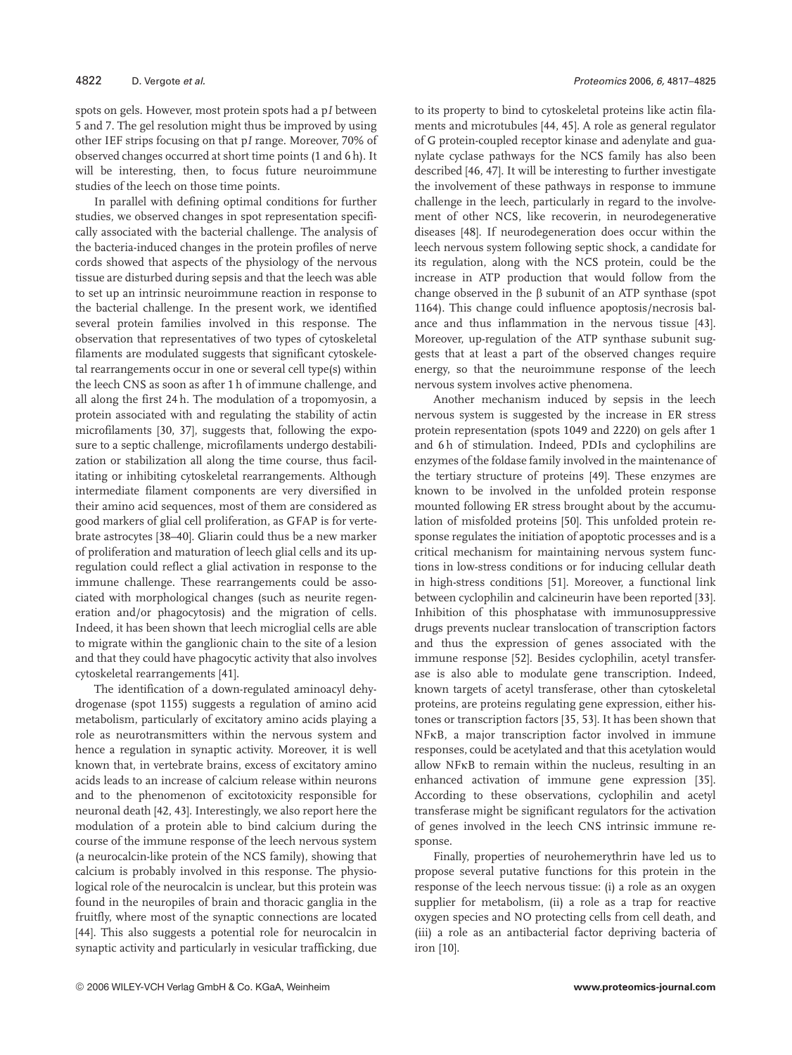spots on gels. However, most protein spots had a p*I* between 5 and 7. The gel resolution might thus be improved by using other IEF strips focusing on that p*I* range. Moreover, 70% of observed changes occurred at short time points (1 and 6 h). It will be interesting, then, to focus future neuroimmune studies of the leech on those time points.

In parallel with defining optimal conditions for further studies, we observed changes in spot representation specifically associated with the bacterial challenge. The analysis of the bacteria-induced changes in the protein profiles of nerve cords showed that aspects of the physiology of the nervous tissue are disturbed during sepsis and that the leech was able to set up an intrinsic neuroimmune reaction in response to the bacterial challenge. In the present work, we identified several protein families involved in this response. The observation that representatives of two types of cytoskeletal filaments are modulated suggests that significant cytoskeletal rearrangements occur in one or several cell type(s) within the leech CNS as soon as after 1 h of immune challenge, and all along the first 24 h. The modulation of a tropomyosin, a protein associated with and regulating the stability of actin microfilaments [30, 37], suggests that, following the exposure to a septic challenge, microfilaments undergo destabilization or stabilization all along the time course, thus facilitating or inhibiting cytoskeletal rearrangements. Although intermediate filament components are very diversified in their amino acid sequences, most of them are considered as good markers of glial cell proliferation, as GFAP is for vertebrate astrocytes [38–40]. Gliarin could thus be a new marker of proliferation and maturation of leech glial cells and its up-regulation could reflect a glial activation in response to the immune challenge. These rearrangements could be associated with morphological changes (such as neurite regeneration and/or phagocytosis) and the migration of cells. Indeed, it has been shown that leech microglial cells are able to migrate within the ganglionic chain to the site of a lesion and that they could have phagocytic activity that also involves cytoskeletal rearrangements [41].

The identification of a down-regulated aminoacyl dehydrogenase (spot 1155) suggests a regulation of amino acid metabolism, particularly of excitatory amino acids playing a role as neurotransmitters within the nervous system and hence a regulation in synaptic activity. Moreover, it is well known that, in vertebrate brains, excess of excitatory amino acids leads to an increase of calcium release within neurons and to the phenomenon of excitotoxicity responsible for neuronal death [42, 43]. Interestingly, we also report here the modulation of a protein able to bind calcium during the course of the immune response of the leech nervous system (a neurocalcin-like protein of the NCS family), showing that calcium is probably involved in this response. The physiological role of the neurocalcin is unclear, but this protein was found in the neuropiles of brain and thoracic ganglia in the fruitfly, where most of the synaptic connections are located [44]. This also suggests a potential role for neurocalcin in synaptic activity and particularly in vesicular trafficking, due to its property to bind to cytoskeletal proteins like actin filaments and microtubules [44, 45]. A role as general regulator of G protein-coupled receptor kinase and adenylate and guanylate cyclase pathways for the NCS family has also been described [46, 47]. It will be interesting to further investigate the involvement of these pathways in response to immune challenge in the leech, particularly in regard to the involvement of other NCS, like recoverin, in neurodegenerative diseases [48]. If neurodegeneration does occur within the leech nervous system following septic shock, a candidate for its regulation, along with the NCS protein, could be the increase in ATP production that would follow from the change observed in the β subunit of an ATP synthase (spot 1164). This change could influence apoptosis/necrosis balance and thus inflammation in the nervous tissue [43]. Moreover, up-regulation of the ATP synthase subunit suggests that at least a part of the observed changes require energy, so that the neuroimmune response of the leech nervous system involves active phenomena.

Another mechanism induced by sepsis in the leech nervous system is suggested by the increase in ER stress protein representation (spots 1049 and 2220) on gels after 1 and 6 h of stimulation. Indeed, PDIs and cyclophilins are enzymes of the foldase family involved in the maintenance of the tertiary structure of proteins [49]. These enzymes are known to be involved in the unfolded protein response mounted following ER stress brought about by the accumulation of misfolded proteins [50]. This unfolded protein response regulates the initiation of apoptotic processes and is a critical mechanism for maintaining nervous system functions in low-stress conditions or for inducing cellular death in high-stress conditions [51]. Moreover, a functional link between cyclophilin and calcineurin have been reported [33]. Inhibition of this phosphatase with immunosuppressive drugs prevents nuclear translocation of transcription factors and thus the expression of genes associated with the immune response [52]. Besides cyclophilin, acetyl transferase is also able to modulate gene transcription. Indeed, known targets of acetyl transferase, other than cytoskeletal proteins, are proteins regulating gene expression, either histones or transcription factors [35, 53]. It has been shown that NFκB, a major transcription factor involved in immune responses, could be acetylated and that this acetylation would allow NFκB to remain within the nucleus, resulting in an enhanced activation of immune gene expression [35]. According to these observations, cyclophilin and acetyl transferase might be significant regulators for the activation of genes involved in the leech CNS intrinsic immune response.

Finally, properties of neurohemerythrin have led us to propose several putative functions for this protein in the response of the leech nervous tissue: (i) a role as an oxygen supplier for metabolism, (ii) a role as a trap for reactive oxygen species and NO protecting cells from cell death, and (iii) a role as an antibacterial factor depriving bacteria of iron [10].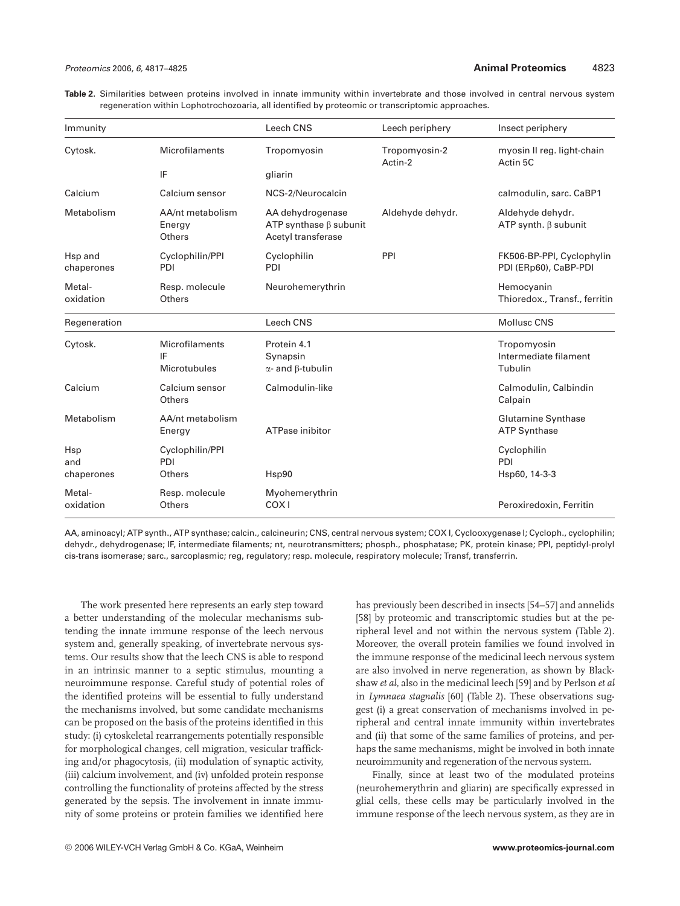**Table 2.** Similarities between proteins involved in innate immunity within invertebrate and those involved in central nervous system regeneration within Lophotrochozoaria, all identified by proteomic or transcriptomic approaches.

| Immunity | | Leech CNS | Leech periphery | Insect periphery |
|---|---|---|---|---|
| Cytosk. | Microfilaments | Tropomyosin | Tropomyosin-2<br>Actin-2 | myosin II reg. light-chain<br>Actin 5C |
| | IF | gliarin | | |
| Calcium | Calcium sensor | NCS-2/Neurocalcin | | calmodulin, sarc. CaBP1 |
| Metabolism | AA/nt metabolism<br>Energy<br>Others | AA dehydrogenase<br>ATP synthase $\beta$ subunit<br>Acetyl transferase | Aldehyde dehydr. | Aldehyde dehydr.<br>ATP synth. $\beta$ subunit |
| Hsp and chaperones | Cyclophilin/PPI<br>PDI | Cyclophilin<br>PDI | PPI | FK506-BP-PPI, Cyclophylin<br>PDI (ERp60), CaBP-PDI |
| Metal-oxidation | Resp. molecule<br>Others | Neurohemerythrin | | Hemocyanin<br>Thioredox., Transf., ferritin |
| **Regeneration** | | **Leech CNS** | | **Mollusc CNS** |
| Cytosk. | Microfilaments<br>IF<br>Microtubules | Protein 4.1<br>Synapsin<br>$\alpha$- and $\beta$-tubulin | | Tropomyosin<br>Intermediate filament<br>Tubulin |
| Calcium | Calcium sensor<br>Others | Calmodulin-like | | Calmodulin, Calbindin<br>Calpain |
| Metabolism | AA/nt metabolism<br>Energy | <br>ATPase inibitor | | Glutamine Synthase<br>ATP Synthase |
| Hsp and chaperones | Cyclophilin/PPI<br>PDI<br>Others | <br><br>Hsp90 | | Cyclophilin<br>PDI<br>Hsp60, 14-3-3 |
| Metal-oxidation | Resp. molecule<br>Others | Myohemerythrin<br>COX I | | <br>Peroxiredoxin, Ferritin |

AA, aminoacyl; ATP synth., ATP synthase; calcin., calcineurin; CNS, central nervous system; COX I, Cyclooxygenase I; Cycloph., cyclophilin; dehydr., dehydrogenase; IF, intermediate filaments; nt, neurotransmitters; phosph., phosphatase; PK, protein kinase; PPI, peptidyl-prolyl cis-trans isomerase; sarc., sarcoplasmic; reg, regulatory; resp. molecule, respiratory molecule; Transf, transferrin.

The work presented here represents an early step toward a better understanding of the molecular mechanisms subtending the innate immune response of the leech nervous system and, generally speaking, of invertebrate nervous systems. Our results show that the leech CNS is able to respond in an intrinsic manner to a septic stimulus, mounting a neuroimmune response. Careful study of potential roles of the identified proteins will be essential to fully understand the mechanisms involved, but some candidate mechanisms can be proposed on the basis of the proteins identified in this study: (i) cytoskeletal rearrangements potentially responsible for morphological changes, cell migration, vesicular trafficking and/or phagocytosis, (ii) modulation of synaptic activity, (iii) calcium involvement, and (iv) unfolded protein response controlling the functionality of proteins affected by the stress generated by the sepsis. The involvement in innate immunity of some proteins or protein families we identified here has previously been described in insects [54–57] and annelids [58] by proteomic and transcriptomic studies but at the peripheral level and not within the nervous system (Table 2). Moreover, the overall protein families we found involved in the immune response of the medicinal leech nervous system are also involved in nerve regeneration, as shown by Blackshaw *et al*, also in the medicinal leech [59] and by Perlson *et al* in *Lymnaea stagnalis* [60] (Table 2). These observations suggest (i) a great conservation of mechanisms involved in peripheral and central innate immunity within invertebrates and (ii) that some of the same families of proteins, and perhaps the same mechanisms, might be involved in both innate neuroimmunity and regeneration of the nervous system.

Finally, since at least two of the modulated proteins (neurohemerythrin and gliarin) are specifically expressed in glial cells, these cells may be particularly involved in the immune response of the leech nervous system, as they are in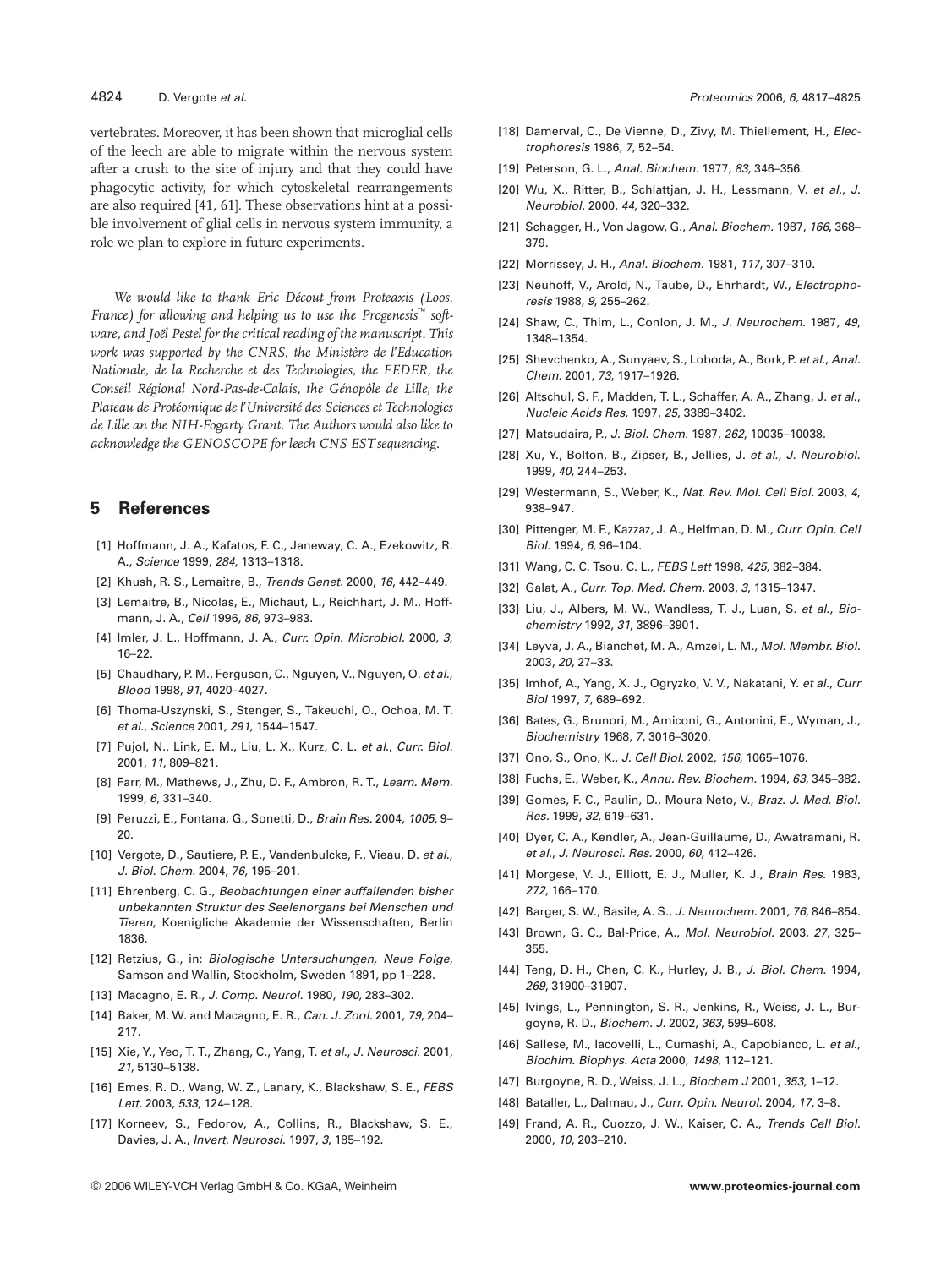vertebrates. Moreover, it has been shown that microglial cells of the leech are able to migrate within the nervous system after a crush to the site of injury and that they could have phagocytic activity, for which cytoskeletal rearrangements are also required [41, 61]. These observations hint at a possible involvement of glial cells in nervous system immunity, a role we plan to explore in future experiments.

*We would like to thank Eric Décout from Proteaxis (Loos, France) for allowing and helping us to use the Progenesis™ software, and Joël Pestel for the critical reading of the manuscript. This work was supported by the CNRS, the Ministère de l'Education Nationale, de la Recherche et des Technologies, the FEDER, the Conseil Régional Nord-Pas-de-Calais, the Génopôle de Lille, the Plateau de Protéomique de l'Université des Sciences et Technologies de Lille an the NIH-Fogarty Grant. The Authors would also like to acknowledge the GENOSCOPE for leech CNS EST sequencing.*

## 5 References

[1] Hoffmann, J. A., Kafatos, F. C., Janeway, C. A., Ezekowitz, R. A., *Science* 1999, *284*, 1313–1318.

[2] Khush, R. S., Lemaitre, B., *Trends Genet.* 2000, *16*, 442–449.

[3] Lemaitre, B., Nicolas, E., Michaut, L., Reichhart, J. M., Hoffmann, J. A., *Cell* 1996, *86*, 973–983.

[4] Imler, J. L., Hoffmann, J. A., *Curr. Opin. Microbiol.* 2000, *3*, 16–22.

[5] Chaudhary, P. M., Ferguson, C., Nguyen, V., Nguyen, O. *et al.*, *Blood* 1998, *91*, 4020–4027.

[6] Thoma-Uszynski, S., Stenger, S., Takeuchi, O., Ochoa, M. T. *et al.*, *Science* 2001, *291*, 1544–1547.

[7] Pujol, N., Link, E. M., Liu, L. X., Kurz, C. L. *et al.*, *Curr. Biol.* 2001, *11*, 809–821.

[8] Farr, M., Mathews, J., Zhu, D. F., Ambron, R. T., *Learn. Mem.* 1999, *6*, 331–340.

[9] Peruzzi, E., Fontana, G., Sonetti, D., *Brain Res.* 2004, *1005*, 9–20.

[10] Vergote, D., Sautiere, P. E., Vandenbulcke, F., Vieau, D. *et al.*, *J. Biol. Chem.* 2004, *76*, 195–201.

[11] Ehrenberg, C. G., *Beobachtungen einer auffallenden bisher unbekannten Struktur des Seelenorgans bei Menschen und Tieren*, Koenigliche Akademie der Wissenschaften, Berlin 1836.

[12] Retzius, G., in: *Biologische Untersuchungen, Neue Folge*, Samson and Wallin, Stockholm, Sweden 1891, pp 1–228.

[13] Macagno, E. R., *J. Comp. Neurol.* 1980, *190*, 283–302.

[14] Baker, M. W. and Macagno, E. R., *Can. J. Zool.* 2001, *79*, 204–217.

[15] Xie, Y., Yeo, T. T., Zhang, C., Yang, T. *et al.*, *J. Neurosci.* 2001, *21*, 5130–5138.

[16] Emes, R. D., Wang, W. Z., Lanary, K., Blackshaw, S. E., *FEBS Lett.* 2003, *533*, 124–128.

[17] Korneev, S., Fedorov, A., Collins, R., Blackshaw, S. E., Davies, J. A., *Invert. Neurosci.* 1997, *3*, 185–192.

[18] Damerval, C., De Vienne, D., Zivy, M. Thiellement, H., *Electrophoresis* 1986, *7*, 52–54.

[19] Peterson, G. L., *Anal. Biochem.* 1977, *83*, 346–356.

[20] Wu, X., Ritter, B., Schlattjan, J. H., Lessmann, V. *et al.*, *J. Neurobiol.* 2000, *44*, 320–332.

[21] Schagger, H., Von Jagow, G., *Anal. Biochem.* 1987, *166*, 368–379.

[22] Morrissey, J. H., *Anal. Biochem.* 1981, *117*, 307–310.

[23] Neuhoff, V., Arold, N., Taube, D., Ehrhardt, W., *Electrophoresis* 1988, *9*, 255–262.

[24] Shaw, C., Thim, L., Conlon, J. M., *J. Neurochem.* 1987, *49*, 1348–1354.

[25] Shevchenko, A., Sunyaev, S., Loboda, A., Bork, P. *et al.*, *Anal. Chem.* 2001, *73*, 1917–1926.

[26] Altschul, S. F., Madden, T. L., Schaffer, A. A., Zhang, J. *et al.*, *Nucleic Acids Res.* 1997, *25*, 3389–3402.

[27] Matsudaira, P., *J. Biol. Chem.* 1987, *262*, 10035–10038.

[28] Xu, Y., Bolton, B., Zipser, B., Jellies, J. *et al.*, *J. Neurobiol.* 1999, *40*, 244–253.

[29] Westermann, S., Weber, K., *Nat. Rev. Mol. Cell Biol.* 2003, *4*, 938–947.

[30] Pittenger, M. F., Kazzaz, J. A., Helfman, D. M., *Curr. Opin. Cell Biol.* 1994, *6*, 96–104.

[31] Wang, C. C. Tsou, C. L., *FEBS Lett* 1998, *425*, 382–384.

[32] Galat, A., *Curr. Top. Med. Chem.* 2003, *3*, 1315–1347.

[33] Liu, J., Albers, M. W., Wandless, T. J., Luan, S. *et al.*, *Biochemistry* 1992, *31*, 3896–3901.

[34] Leyva, J. A., Bianchet, M. A., Amzel, L. M., *Mol. Membr. Biol.* 2003, *20*, 27–33.

[35] Imhof, A., Yang, X. J., Ogryzko, V. V., Nakatani, Y. *et al.*, *Curr Biol* 1997, *7*, 689–692.

[36] Bates, G., Brunori, M., Amiconi, G., Antonini, E., Wyman, J., *Biochemistry* 1968, *7*, 3016–3020.

[37] Ono, S., Ono, K., *J. Cell Biol.* 2002, *156*, 1065–1076.

[38] Fuchs, E., Weber, K., *Annu. Rev. Biochem.* 1994, *63*, 345–382.

[39] Gomes, F. C., Paulin, D., Moura Neto, V., *Braz. J. Med. Biol. Res.* 1999, *32*, 619–631.

[40] Dyer, C. A., Kendler, A., Jean-Guillaume, D., Awatramani, R. *et al.*, *J. Neurosci. Res.* 2000, *60*, 412–426.

[41] Morgese, V. J., Elliott, E. J., Muller, K. J., *Brain Res.* 1983, *272*, 166–170.

[42] Barger, S. W., Basile, A. S., *J. Neurochem.* 2001, *76*, 846–854.

[43] Brown, G. C., Bal-Price, A., *Mol. Neurobiol.* 2003, *27*, 325–355.

[44] Teng, D. H., Chen, C. K., Hurley, J. B., *J. Biol. Chem.* 1994, *269*, 31900–31907.

[45] Ivings, L., Pennington, S. R., Jenkins, R., Weiss, J. L., Burgoyne, R. D., *Biochem. J.* 2002, *363*, 599–608.

[46] Sallese, M., Iacovelli, L., Cumashi, A., Capobianco, L. *et al.*, *Biochim. Biophys. Acta* 2000, *1498*, 112–121.

[47] Burgoyne, R. D., Weiss, J. L., *Biochem J* 2001, *353*, 1–12.

[48] Bataller, L., Dalmau, J., *Curr. Opin. Neurol.* 2004, *17*, 3–8.

[49] Frand, A. R., Cuozzo, J. W., Kaiser, C. A., *Trends Cell Biol.* 2000, *10*, 203–210.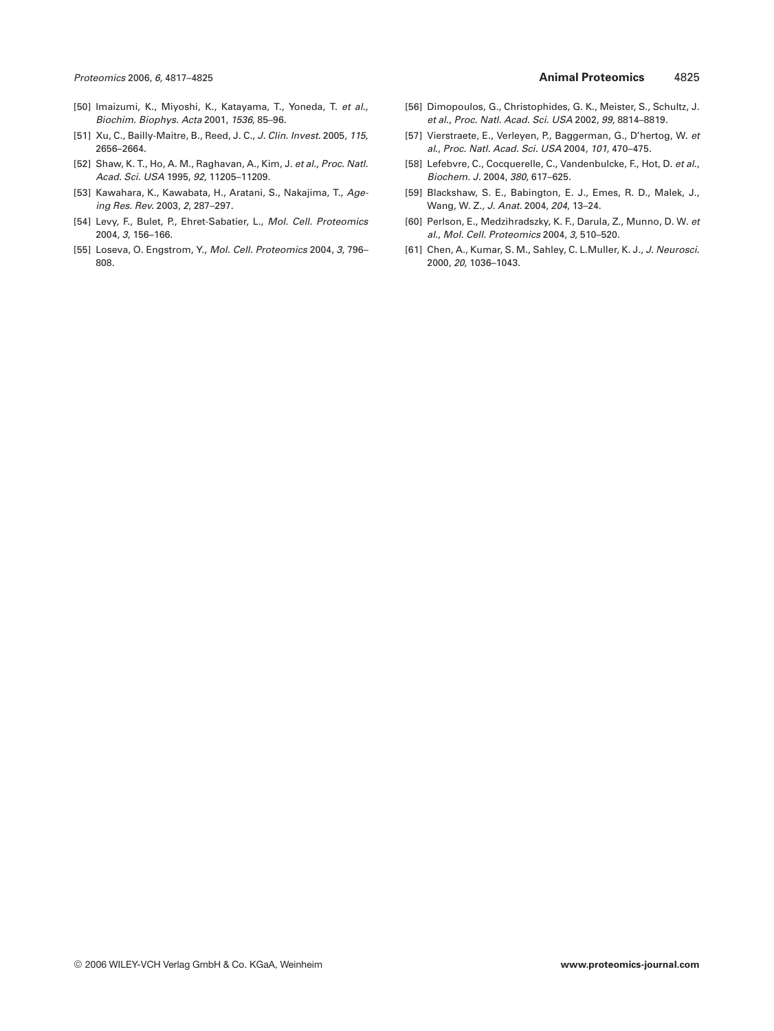[50] Imaizumi, K., Miyoshi, K., Katayama, T., Yoneda, T. *et al.*, *Biochim. Biophys. Acta* 2001, *1536*, 85–96.

[51] Xu, C., Bailly-Maitre, B., Reed, J. C., *J. Clin. Invest.* 2005, *115*, 2656–2664.

[52] Shaw, K. T., Ho, A. M., Raghavan, A., Kim, J. *et al.*, *Proc. Natl. Acad. Sci. USA* 1995, *92*, 11205–11209.

[53] Kawahara, K., Kawabata, H., Aratani, S., Nakajima, T., *Ageing Res. Rev.* 2003, *2*, 287–297.

[54] Levy, F., Bulet, P., Ehret-Sabatier, L., *Mol. Cell. Proteomics* 2004, *3*, 156–166.

[55] Loseva, O. Engstrom, Y., *Mol. Cell. Proteomics* 2004, *3*, 796–808.

[56] Dimopoulos, G., Christophides, G. K., Meister, S., Schultz, J. *et al.*, *Proc. Natl. Acad. Sci. USA* 2002, *99*, 8814–8819.

[57] Vierstraete, E., Verleyen, P., Baggerman, G., D'hertog, W. *et al.*, *Proc. Natl. Acad. Sci. USA* 2004, *101*, 470–475.

[58] Lefebvre, C., Cocquerelle, C., Vandenbulcke, F., Hot, D. *et al.*, *Biochem. J.* 2004, *380*, 617–625.

[59] Blackshaw, S. E., Babington, E. J., Emes, R. D., Malek, J., Wang, W. Z., *J. Anat.* 2004, *204*, 13–24.

[60] Perlson, E., Medzihradszky, K. F., Darula, Z., Munno, D. W. *et al.*, *Mol. Cell. Proteomics* 2004, *3*, 510–520.

[61] Chen, A., Kumar, S. M., Sahley, C. L.Muller, K. J., *J. Neurosci.* 2000, *20*, 1036–1043.